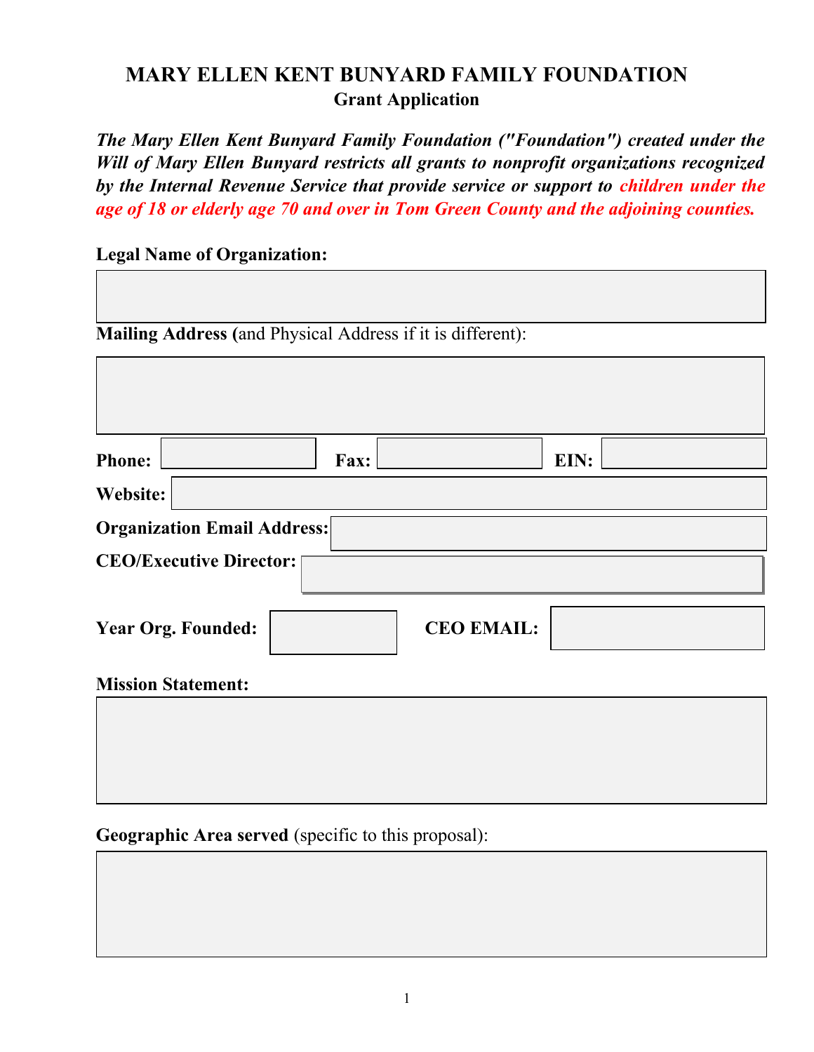# MARY ELLEN KENT BUNYARD FAMILY FOUNDATION

## Grant Application

***The Mary Ellen Kent Bunyard Family Foundation ("Foundation") created under the Will of Mary Ellen Bunyard restricts all grants to nonprofit organizations recognized by the Internal Revenue Service that provide service or support to children under the age of 18 or elderly age 70 and over in Tom Green County and the adjoining counties.***

**Legal Name of Organization:**

**Mailing Address (**and Physical Address if it is different):

**Phone:** **Fax:** **EIN:**

**Website:**

**Organization Email Address:**

**CEO/Executive Director:**

**Year Org. Founded:** **CEO EMAIL:**

**Mission Statement:**

**Geographic Area served** (specific to this proposal):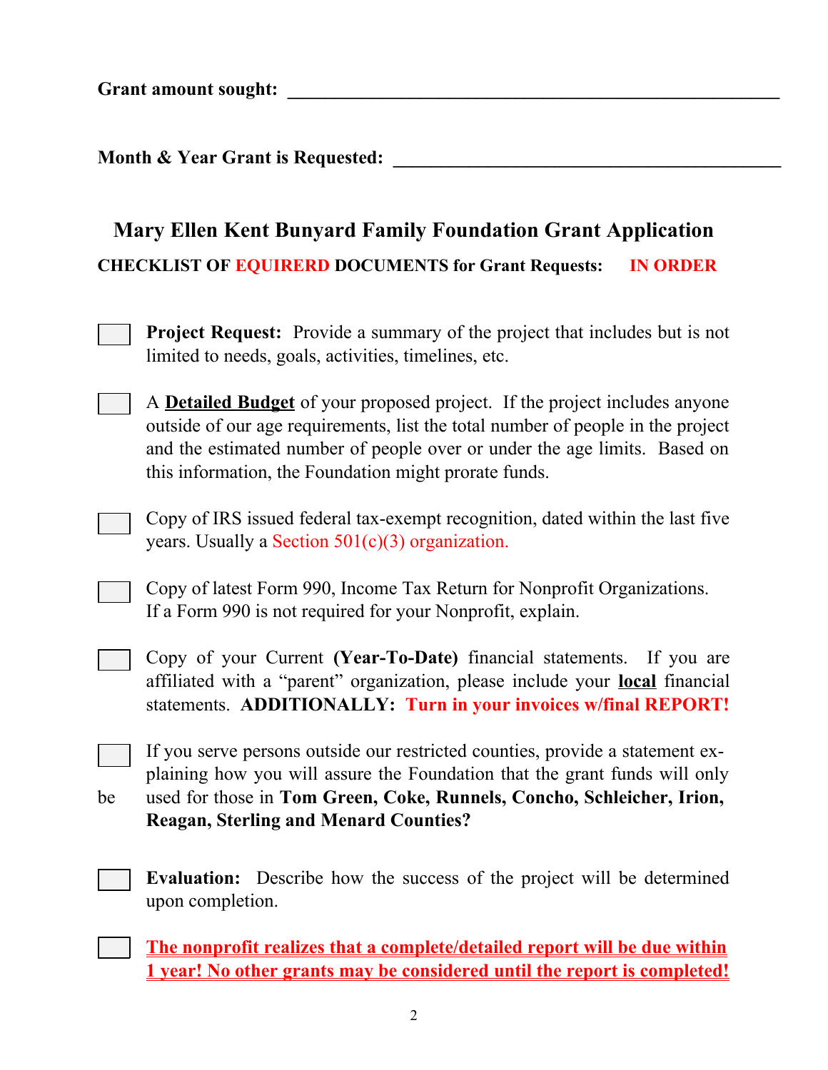**Grant amount sought:** ____________________________________________

**Month & Year Grant is Requested:** ____________________________________

## Mary Ellen Kent Bunyard Family Foundation Grant Application

**CHECKLIST OF EQUIRERD DOCUMENTS for Grant Requests: IN ORDER**

- [ ] **Project Request:** Provide a summary of the project that includes but is not limited to needs, goals, activities, timelines, etc.

- [ ] A **Detailed Budget** of your proposed project. If the project includes anyone outside of our age requirements, list the total number of people in the project and the estimated number of people over or under the age limits. Based on this information, the Foundation might prorate funds.

- [ ] Copy of IRS issued federal tax-exempt recognition, dated within the last five years. Usually a Section 501(c)(3) organization.

- [ ] Copy of latest Form 990, Income Tax Return for Nonprofit Organizations. If a Form 990 is not required for your Nonprofit, explain.

- [ ] Copy of your Current **(Year-To-Date)** financial statements. If you are affiliated with a "parent" organization, please include your **local** financial statements. **ADDITIONALLY: Turn in your invoices w/final REPORT!**

- [ ] If you serve persons outside our restricted counties, provide a statement explaining how you will assure the Foundation that the grant funds will only be used for those in **Tom Green, Coke, Runnels, Concho, Schleicher, Irion, Reagan, Sterling and Menard Counties?**

- [ ] **Evaluation:** Describe how the success of the project will be determined upon completion.

- [ ] **The nonprofit realizes that a complete/detailed report will be due within 1 year! No other grants may be considered until the report is completed!**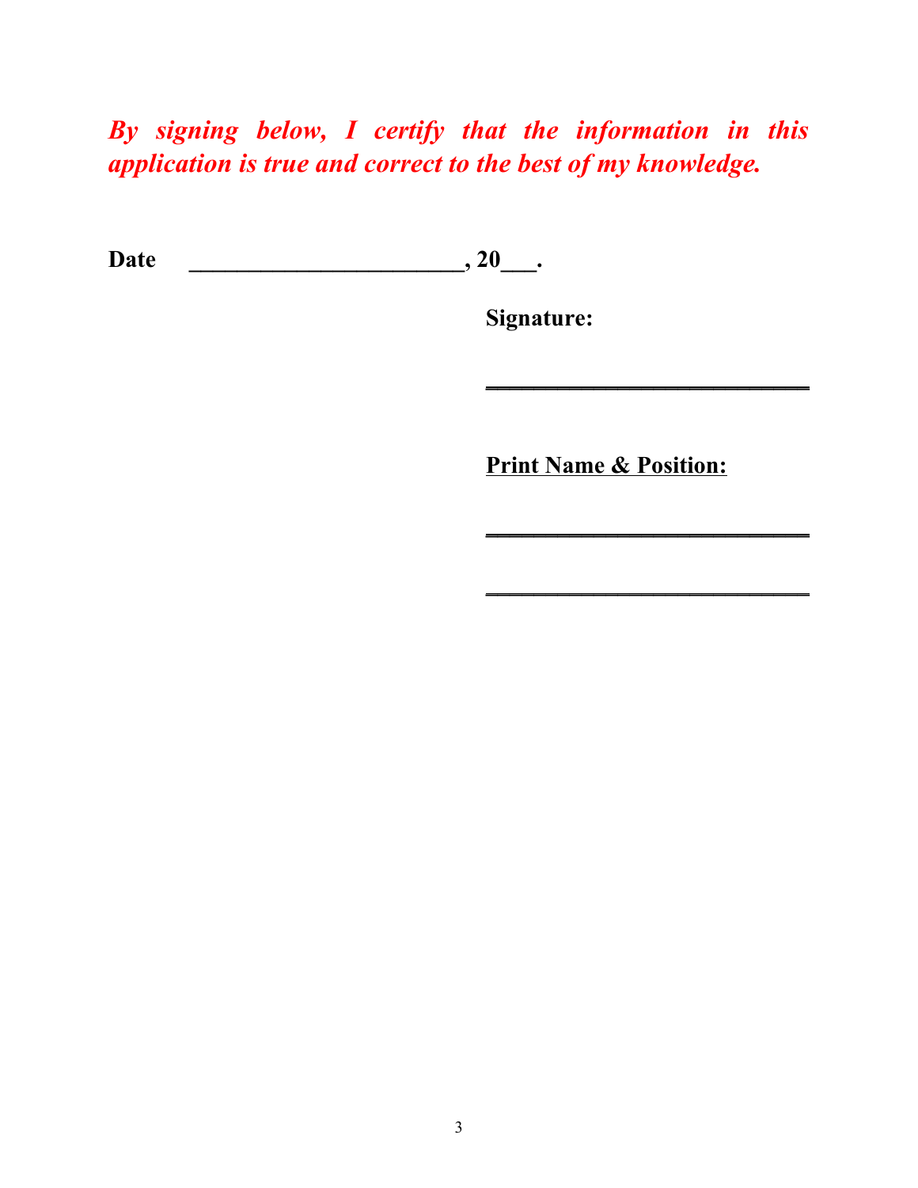***By signing below, I certify that the information in this application is true and correct to the best of my knowledge.***

**Date _______________________, 20___.**

**Signature:**

**___________________________**

**<u>Print Name & Position:</u>**

**___________________________**

**___________________________**